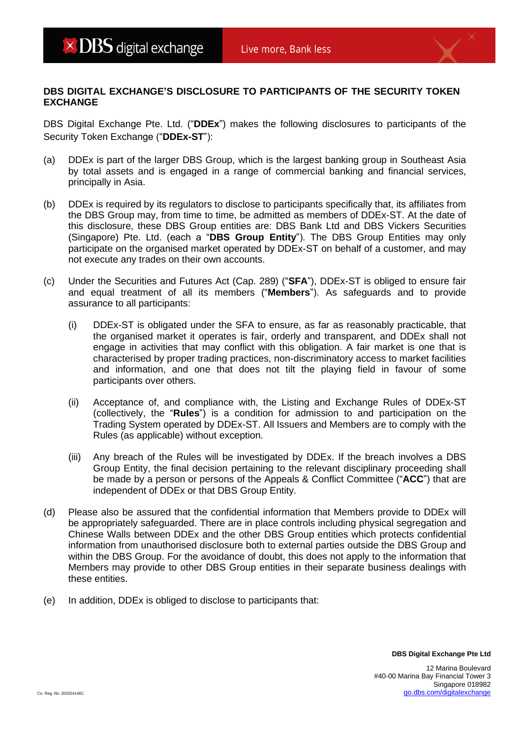# DBS DIGITAL EXCHANGE'S DISCLOSURE TO PARTICIPANTS OF THE SECURITY TOKEN EXCHANGE

DBS Digital Exchange Pte. Ltd. ("**DDEx**") makes the following disclosures to participants of the Security Token Exchange ("**DDEx-ST**"):

(a) DDEx is part of the larger DBS Group, which is the largest banking group in Southeast Asia by total assets and is engaged in a range of commercial banking and financial services, principally in Asia.

(b) DDEx is required by its regulators to disclose to participants specifically that, its affiliates from the DBS Group may, from time to time, be admitted as members of DDEx-ST. At the date of this disclosure, these DBS Group entities are: DBS Bank Ltd and DBS Vickers Securities (Singapore) Pte. Ltd. (each a "**DBS Group Entity**"). The DBS Group Entities may only participate on the organised market operated by DDEx-ST on behalf of a customer, and may not execute any trades on their own accounts.

(c) Under the Securities and Futures Act (Cap. 289) ("**SFA**"), DDEx-ST is obliged to ensure fair and equal treatment of all its members ("**Members**"). As safeguards and to provide assurance to all participants:

   (i) DDEx-ST is obligated under the SFA to ensure, as far as reasonably practicable, that the organised market it operates is fair, orderly and transparent, and DDEx shall not engage in activities that may conflict with this obligation. A fair market is one that is characterised by proper trading practices, non-discriminatory access to market facilities and information, and one that does not tilt the playing field in favour of some participants over others.

   (ii) Acceptance of, and compliance with, the Listing and Exchange Rules of DDEx-ST (collectively, the "**Rules**") is a condition for admission to and participation on the Trading System operated by DDEx-ST. All Issuers and Members are to comply with the Rules (as applicable) without exception.

   (iii) Any breach of the Rules will be investigated by DDEx. If the breach involves a DBS Group Entity, the final decision pertaining to the relevant disciplinary proceeding shall be made by a person or persons of the Appeals & Conflict Committee ("**ACC**") that are independent of DDEx or that DBS Group Entity.

(d) Please also be assured that the confidential information that Members provide to DDEx will be appropriately safeguarded. There are in place controls including physical segregation and Chinese Walls between DDEx and the other DBS Group entities which protects confidential information from unauthorised disclosure both to external parties outside the DBS Group and within the DBS Group. For the avoidance of doubt, this does not apply to the information that Members may provide to other DBS Group entities in their separate business dealings with these entities.

(e) In addition, DDEx is obliged to disclose to participants that: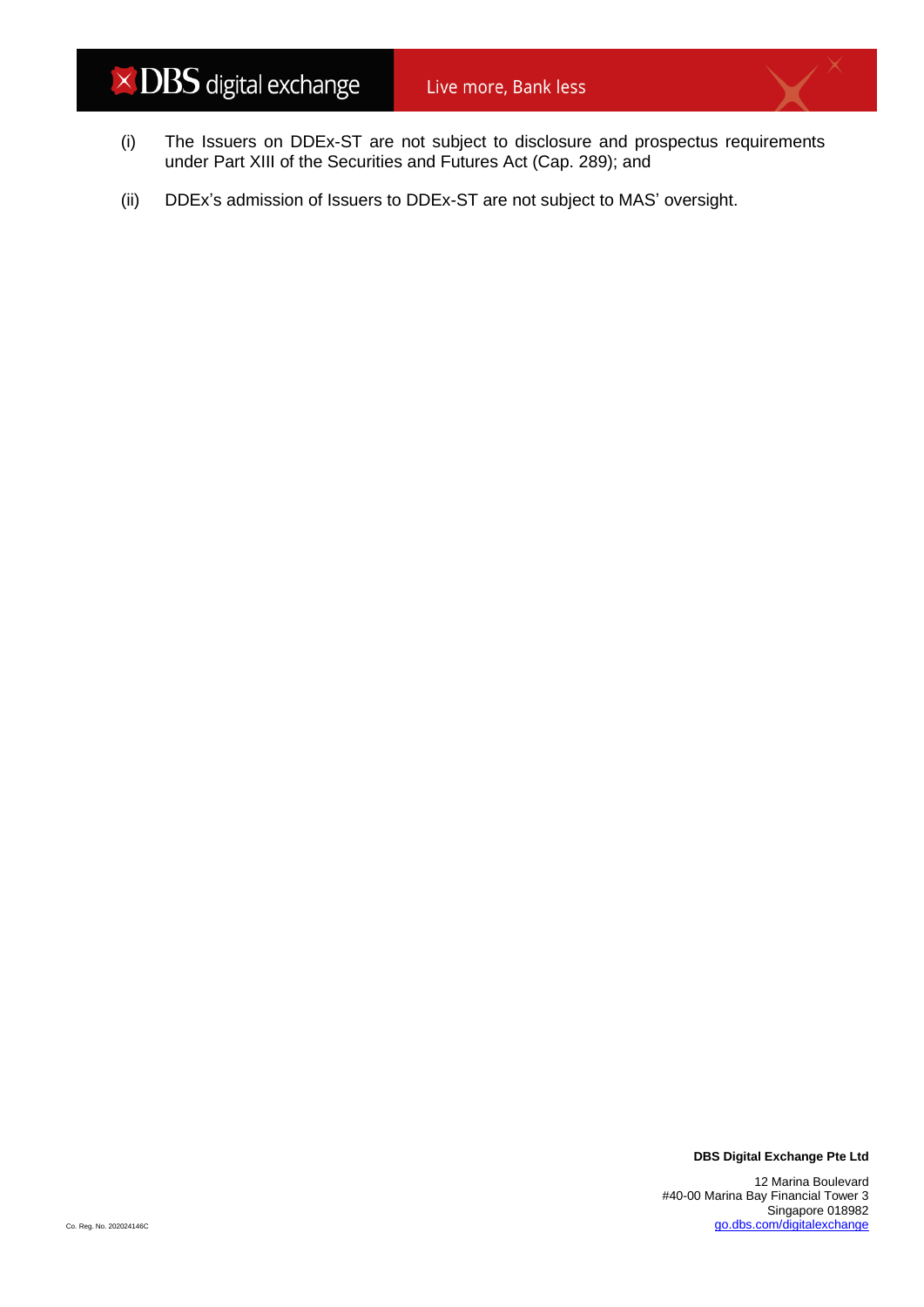(i) The Issuers on DDEx-ST are not subject to disclosure and prospectus requirements under Part XIII of the Securities and Futures Act (Cap. 289); and

(ii) DDEx's admission of Issuers to DDEx-ST are not subject to MAS' oversight.